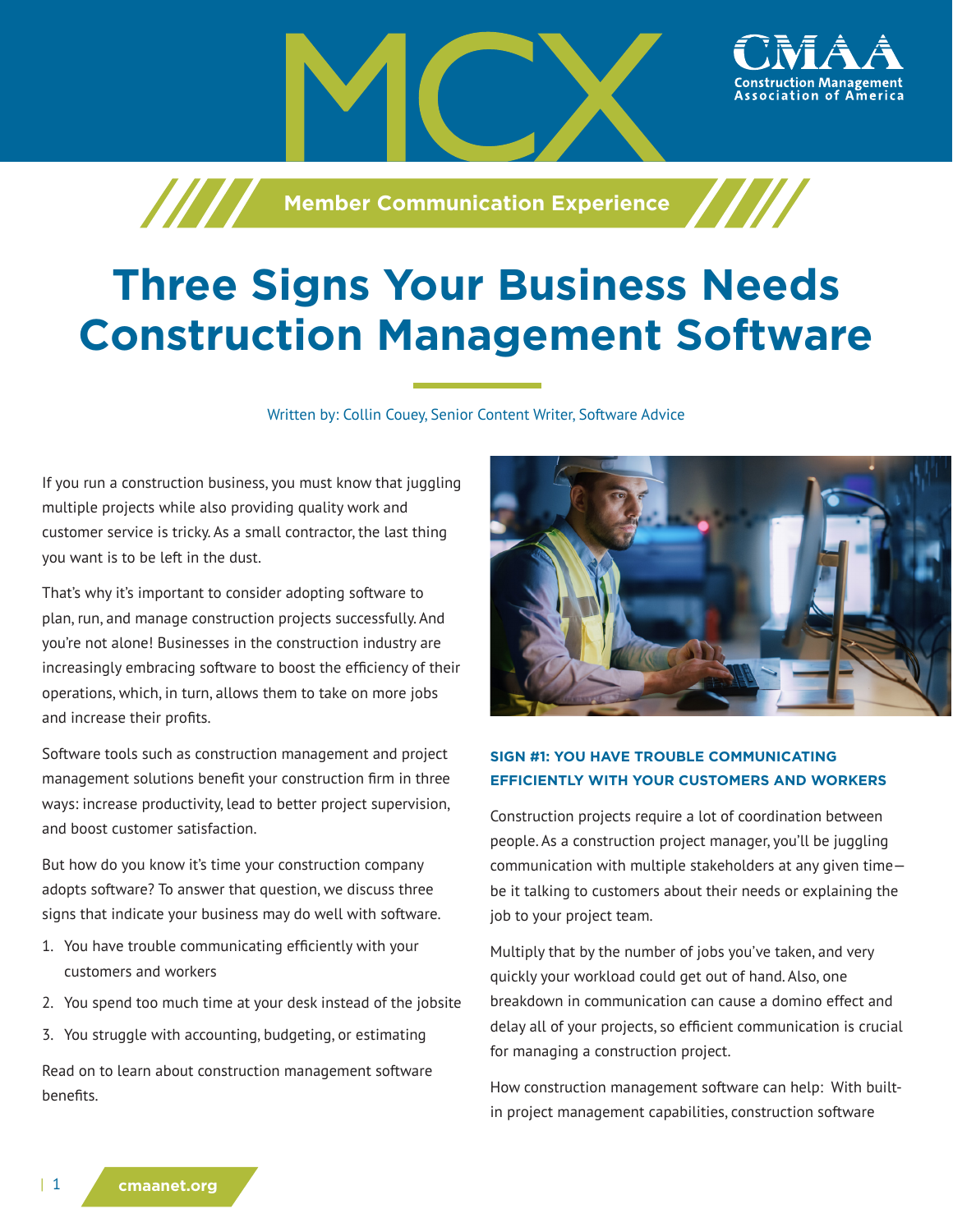# MCX

Member Communication Experience

# Three Signs Your Business Needs Construction Management Software

Written by: Collin Couey, Senior Content Writer, Software Advice

If you run a construction business, you must know that juggling multiple projects while also providing quality work and customer service is tricky. As a small contractor, the last thing you want is to be left in the dust.

That's why it's important to consider adopting software to plan, run, and manage construction projects successfully. And you're not alone! Businesses in the construction industry are increasingly embracing software to boost the efficiency of their operations, which, in turn, allows them to take on more jobs and increase their profits.

Software tools such as construction management and project management solutions benefit your construction firm in three ways: increase productivity, lead to better project supervision, and boost customer satisfaction.

But how do you know it's time your construction company adopts software? To answer that question, we discuss three signs that indicate your business may do well with software.

1. You have trouble communicating efficiently with your customers and workers
2. You spend too much time at your desk instead of the jobsite
3. You struggle with accounting, budgeting, or estimating

Read on to learn about construction management software benefits.

### SIGN #1: YOU HAVE TROUBLE COMMUNICATING EFFICIENTLY WITH YOUR CUSTOMERS AND WORKERS

Construction projects require a lot of coordination between people. As a construction project manager, you'll be juggling communication with multiple stakeholders at any given time—be it talking to customers about their needs or explaining the job to your project team.

Multiply that by the number of jobs you've taken, and very quickly your workload could get out of hand. Also, one breakdown in communication can cause a domino effect and delay all of your projects, so efficient communication is crucial for managing a construction project.

How construction management software can help: With built-in project management capabilities, construction software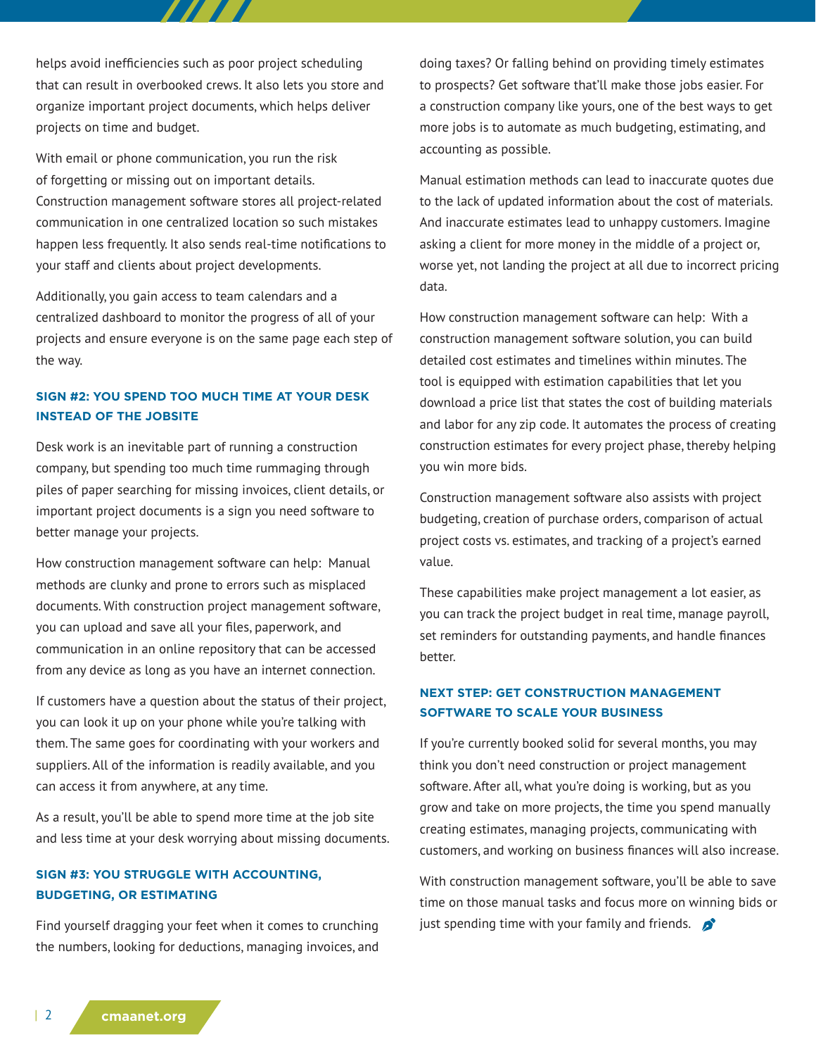helps avoid inefficiencies such as poor project scheduling that can result in overbooked crews. It also lets you store and organize important project documents, which helps deliver projects on time and budget.

With email or phone communication, you run the risk of forgetting or missing out on important details. Construction management software stores all project-related communication in one centralized location so such mistakes happen less frequently. It also sends real-time notifications to your staff and clients about project developments.

Additionally, you gain access to team calendars and a centralized dashboard to monitor the progress of all of your projects and ensure everyone is on the same page each step of the way.

### SIGN #2: YOU SPEND TOO MUCH TIME AT YOUR DESK INSTEAD OF THE JOBSITE

Desk work is an inevitable part of running a construction company, but spending too much time rummaging through piles of paper searching for missing invoices, client details, or important project documents is a sign you need software to better manage your projects.

How construction management software can help: Manual methods are clunky and prone to errors such as misplaced documents. With construction project management software, you can upload and save all your files, paperwork, and communication in an online repository that can be accessed from any device as long as you have an internet connection.

If customers have a question about the status of their project, you can look it up on your phone while you're talking with them. The same goes for coordinating with your workers and suppliers. All of the information is readily available, and you can access it from anywhere, at any time.

As a result, you'll be able to spend more time at the job site and less time at your desk worrying about missing documents.

### SIGN #3: YOU STRUGGLE WITH ACCOUNTING, BUDGETING, OR ESTIMATING

Find yourself dragging your feet when it comes to crunching the numbers, looking for deductions, managing invoices, and doing taxes? Or falling behind on providing timely estimates to prospects? Get software that'll make those jobs easier. For a construction company like yours, one of the best ways to get more jobs is to automate as much budgeting, estimating, and accounting as possible.

Manual estimation methods can lead to inaccurate quotes due to the lack of updated information about the cost of materials. And inaccurate estimates lead to unhappy customers. Imagine asking a client for more money in the middle of a project or, worse yet, not landing the project at all due to incorrect pricing data.

How construction management software can help: With a construction management software solution, you can build detailed cost estimates and timelines within minutes. The tool is equipped with estimation capabilities that let you download a price list that states the cost of building materials and labor for any zip code. It automates the process of creating construction estimates for every project phase, thereby helping you win more bids.

Construction management software also assists with project budgeting, creation of purchase orders, comparison of actual project costs vs. estimates, and tracking of a project's earned value.

These capabilities make project management a lot easier, as you can track the project budget in real time, manage payroll, set reminders for outstanding payments, and handle finances better.

### NEXT STEP: GET CONSTRUCTION MANAGEMENT SOFTWARE TO SCALE YOUR BUSINESS

If you're currently booked solid for several months, you may think you don't need construction or project management software. After all, what you're doing is working, but as you grow and take on more projects, the time you spend manually creating estimates, managing projects, communicating with customers, and working on business finances will also increase.

With construction management software, you'll be able to save time on those manual tasks and focus more on winning bids or just spending time with your family and friends.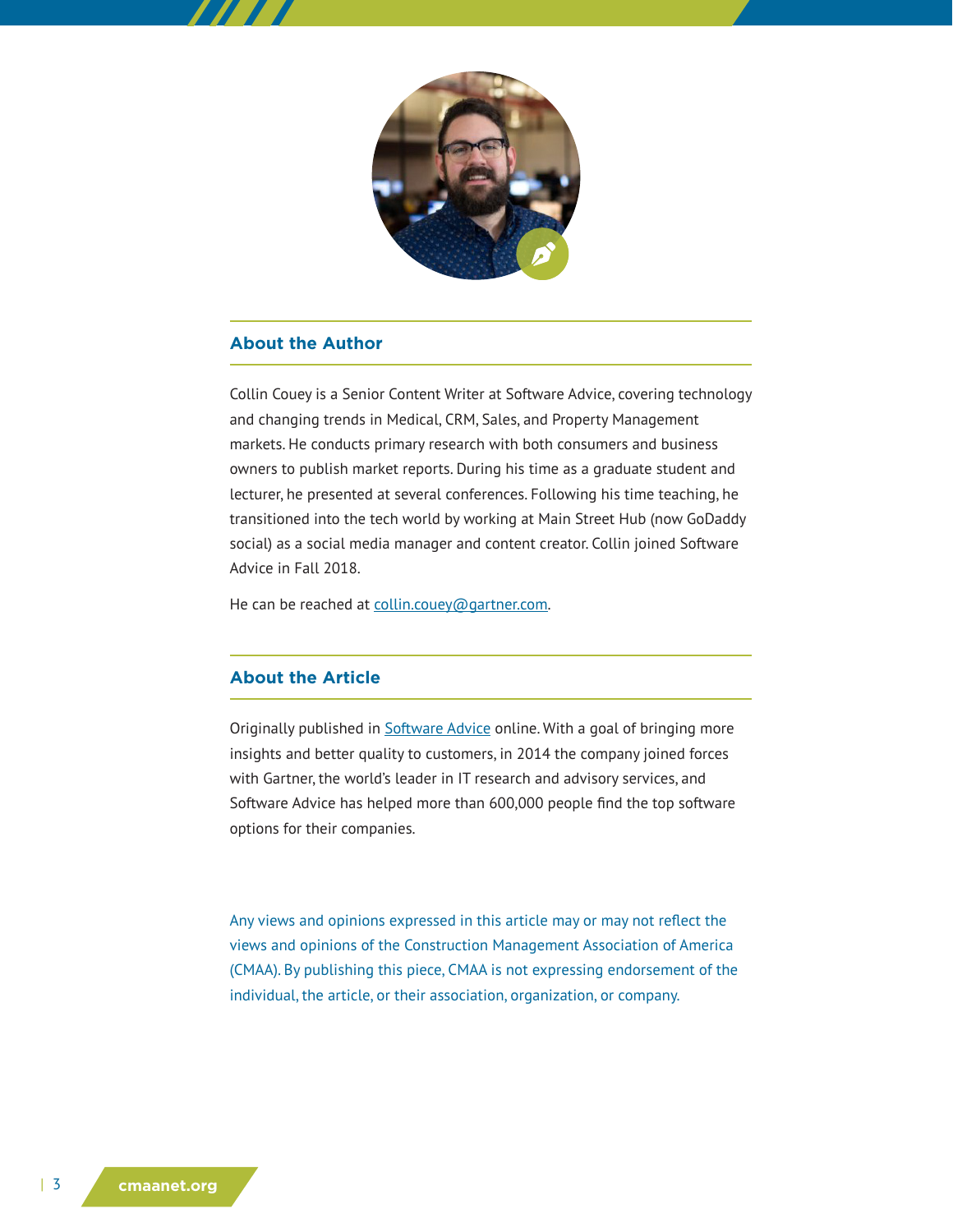## About the Author

Collin Couey is a Senior Content Writer at Software Advice, covering technology and changing trends in Medical, CRM, Sales, and Property Management markets. He conducts primary research with both consumers and business owners to publish market reports. During his time as a graduate student and lecturer, he presented at several conferences. Following his time teaching, he transitioned into the tech world by working at Main Street Hub (now GoDaddy social) as a social media manager and content creator. Collin joined Software Advice in Fall 2018.

He can be reached at collin.couey@gartner.com.

## About the Article

Originally published in Software Advice online. With a goal of bringing more insights and better quality to customers, in 2014 the company joined forces with Gartner, the world's leader in IT research and advisory services, and Software Advice has helped more than 600,000 people find the top software options for their companies.

Any views and opinions expressed in this article may or may not reflect the views and opinions of the Construction Management Association of America (CMAA). By publishing this piece, CMAA is not expressing endorsement of the individual, the article, or their association, organization, or company.